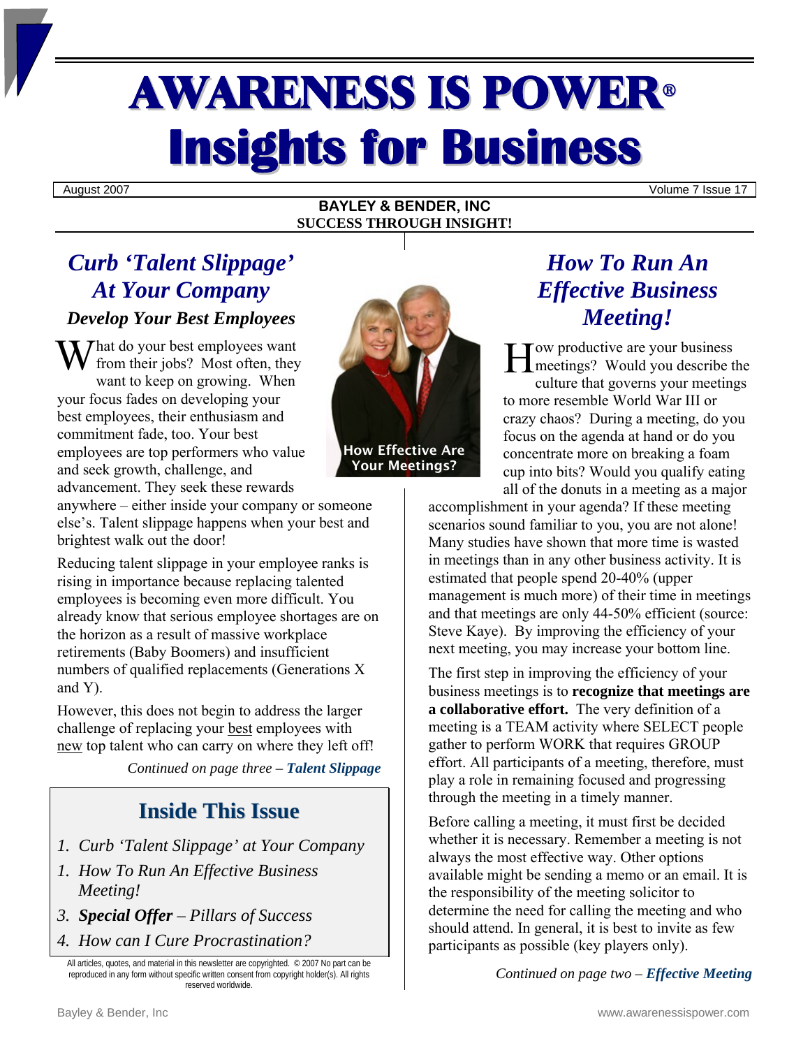# AWARENESS IS POWER®
# Insights for Business

August 2007 Volume 7 Issue 17

**BAYLEY & BENDER, INC**
**SUCCESS THROUGH INSIGHT!**

## *Curb 'Talent Slippage' At Your Company*

### *Develop Your Best Employees*

What do your best employees want from their jobs? Most often, they want to keep on growing. When your focus fades on developing your best employees, their enthusiasm and commitment fade, too. Your best employees are top performers who value and seek growth, challenge, and advancement. They seek these rewards anywhere – either inside your company or someone else's. Talent slippage happens when your best and brightest walk out the door!

Reducing talent slippage in your employee ranks is rising in importance because replacing talented employees is becoming even more difficult. You already know that serious employee shortages are on the horizon as a result of massive workplace retirements (Baby Boomers) and insufficient numbers of qualified replacements (Generations X and Y).

However, this does not begin to address the larger challenge of replacing your best employees with new top talent who can carry on where they left off!

*Continued on page three –* ***Talent Slippage***

How Effective Are Your Meetings?

## Inside This Issue

1. *Curb 'Talent Slippage' at Your Company*
1. *How To Run An Effective Business Meeting!*
3. ***Special Offer*** *– Pillars of Success*
4. *How can I Cure Procrastination?*

All articles, quotes, and material in this newsletter are copyrighted. © 2007 No part can be reproduced in any form without specific written consent from copyright holder(s). All rights reserved worldwide.

## *How To Run An Effective Business Meeting!*

How productive are your business meetings? Would you describe the culture that governs your meetings to more resemble World War III or crazy chaos? During a meeting, do you focus on the agenda at hand or do you concentrate more on breaking a foam cup into bits? Would you qualify eating all of the donuts in a meeting as a major accomplishment in your agenda? If these meeting scenarios sound familiar to you, you are not alone! Many studies have shown that more time is wasted in meetings than in any other business activity. It is estimated that people spend 20-40% (upper management is much more) of their time in meetings and that meetings are only 44-50% efficient (source: Steve Kaye). By improving the efficiency of your next meeting, you may increase your bottom line.

The first step in improving the efficiency of your business meetings is to **recognize that meetings are a collaborative effort.** The very definition of a meeting is a TEAM activity where SELECT people gather to perform WORK that requires GROUP effort. All participants of a meeting, therefore, must play a role in remaining focused and progressing through the meeting in a timely manner.

Before calling a meeting, it must first be decided whether it is necessary. Remember a meeting is not always the most effective way. Other options available might be sending a memo or an email. It is the responsibility of the meeting solicitor to determine the need for calling the meeting and who should attend. In general, it is best to invite as few participants as possible (key players only).

*Continued on page two –* ***Effective Meeting***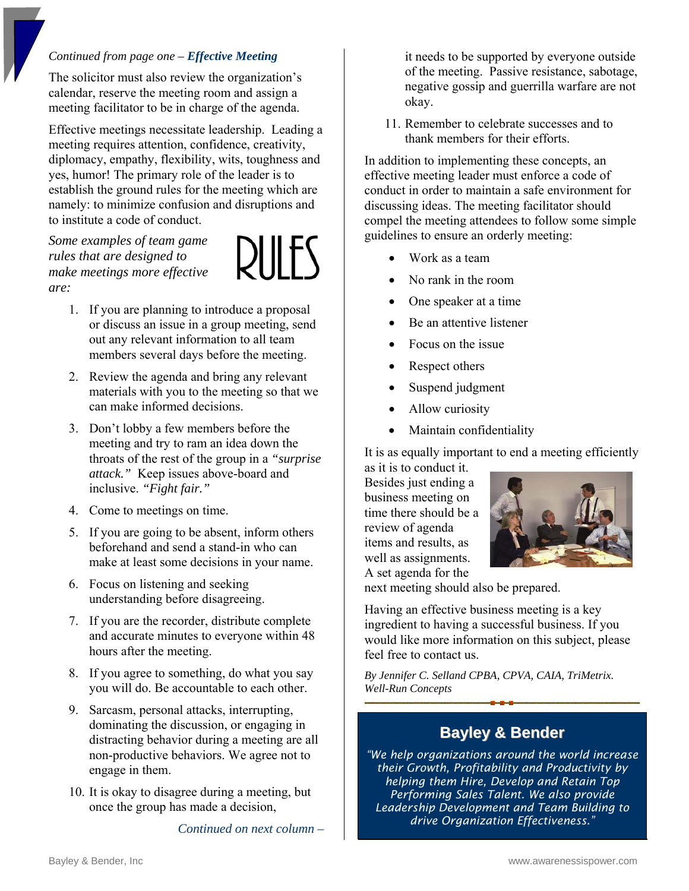*Continued from page one – **Effective Meeting***

The solicitor must also review the organization's calendar, reserve the meeting room and assign a meeting facilitator to be in charge of the agenda.

Effective meetings necessitate leadership. Leading a meeting requires attention, confidence, creativity, diplomacy, empathy, flexibility, wits, toughness and yes, humor! The primary role of the leader is to establish the ground rules for the meeting which are namely: to minimize confusion and disruptions and to institute a code of conduct.

*Some examples of team game rules that are designed to make meetings more effective are:*

RULES

1. If you are planning to introduce a proposal or discuss an issue in a group meeting, send out any relevant information to all team members several days before the meeting.
2. Review the agenda and bring any relevant materials with you to the meeting so that we can make informed decisions.
3. Don't lobby a few members before the meeting and try to ram an idea down the throats of the rest of the group in a *"surprise attack."* Keep issues above-board and inclusive. *"Fight fair."*
4. Come to meetings on time.
5. If you are going to be absent, inform others beforehand and send a stand-in who can make at least some decisions in your name.
6. Focus on listening and seeking understanding before disagreeing.
7. If you are the recorder, distribute complete and accurate minutes to everyone within 48 hours after the meeting.
8. If you agree to something, do what you say you will do. Be accountable to each other.
9. Sarcasm, personal attacks, interrupting, dominating the discussion, or engaging in distracting behavior during a meeting are all non-productive behaviors. We agree not to engage in them.
10. It is okay to disagree during a meeting, but once the group has made a decision, it needs to be supported by everyone outside of the meeting. Passive resistance, sabotage, negative gossip and guerrilla warfare are not okay.
11. Remember to celebrate successes and to thank members for their efforts.

In addition to implementing these concepts, an effective meeting leader must enforce a code of conduct in order to maintain a safe environment for discussing ideas. The meeting facilitator should compel the meeting attendees to follow some simple guidelines to ensure an orderly meeting:

- Work as a team
- No rank in the room
- One speaker at a time
- Be an attentive listener
- Focus on the issue
- Respect others
- Suspend judgment
- Allow curiosity
- Maintain confidentiality

It is as equally important to end a meeting efficiently as it is to conduct it. Besides just ending a business meeting on time there should be a review of agenda items and results, as well as assignments. A set agenda for the next meeting should also be prepared.

Having an effective business meeting is a key ingredient to having a successful business. If you would like more information on this subject, please feel free to contact us.

*By Jennifer C. Selland CPBA, CPVA, CAIA, TriMetrix. Well-Run Concepts*

## Bayley & Bender

*"We help organizations around the world increase their Growth, Profitability and Productivity by helping them Hire, Develop and Retain Top Performing Sales Talent. We also provide Leadership Development and Team Building to drive Organization Effectiveness."*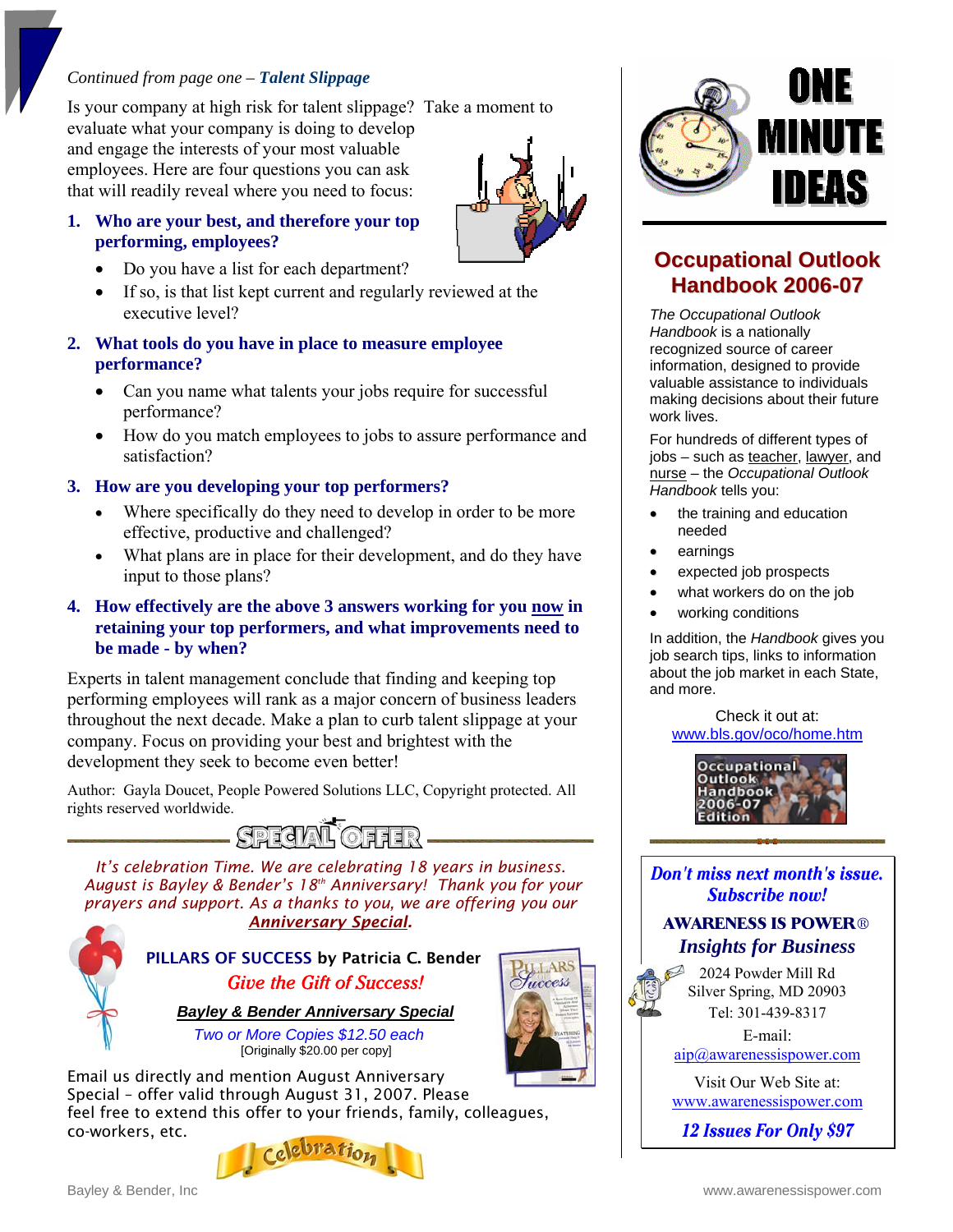*Continued from page one – **Talent Slippage***

Is your company at high risk for talent slippage? Take a moment to evaluate what your company is doing to develop and engage the interests of your most valuable employees. Here are four questions you can ask that will readily reveal where you need to focus:

1. **Who are your best, and therefore your top performing, employees?**
   - Do you have a list for each department?
   - If so, is that list kept current and regularly reviewed at the executive level?
2. **What tools do you have in place to measure employee performance?**
   - Can you name what talents your jobs require for successful performance?
   - How do you match employees to jobs to assure performance and satisfaction?
3. **How are you developing your top performers?**
   - Where specifically do they need to develop in order to be more effective, productive and challenged?
   - What plans are in place for their development, and do they have input to those plans?
4. **How effectively are the above 3 answers working for you now in retaining your top performers, and what improvements need to be made - by when?**

Experts in talent management conclude that finding and keeping top performing employees will rank as a major concern of business leaders throughout the next decade. Make a plan to curb talent slippage at your company. Focus on providing your best and brightest with the development they seek to become even better!

Author: Gayla Doucet, People Powered Solutions LLC, Copyright protected. All rights reserved worldwide.

## SPECIAL OFFER

*It's celebration Time. We are celebrating 18 years in business. August is Bayley & Bender's 18th Anniversary! Thank you for your prayers and support. As a thanks to you, we are offering you our **Anniversary Special**.*

**PILLARS OF SUCCESS** by Patricia C. Bender

*Give the Gift of Success!*

***Bayley & Bender Anniversary Special***

*Two or More Copies $12.50 each*

[Originally $20.00 per copy]

Email us directly and mention August Anniversary Special – offer valid through August 31, 2007. Please feel free to extend this offer to your friends, family, colleagues, co-workers, etc.

Celebration

## ONE MINUTE IDEAS

### Occupational Outlook Handbook 2006-07

*The Occupational Outlook Handbook* is a nationally recognized source of career information, designed to provide valuable assistance to individuals making decisions about their future work lives.

For hundreds of different types of jobs – such as teacher, lawyer, and nurse – the *Occupational Outlook Handbook* tells you:

- the training and education needed
- earnings
- expected job prospects
- what workers do on the job
- working conditions

In addition, the *Handbook* gives you job search tips, links to information about the job market in each State, and more.

Check it out at:
www.bls.gov/oco/home.htm

***Don't miss next month's issue. Subscribe now!***

**AWARENESS IS POWER®**
***Insights for Business***

2024 Powder Mill Rd
Silver Spring, MD 20903
Tel: 301-439-8317

E-mail:
aip@awarenessispower.com

Visit Our Web Site at:
www.awarenessispower.com

***12 Issues For Only $97***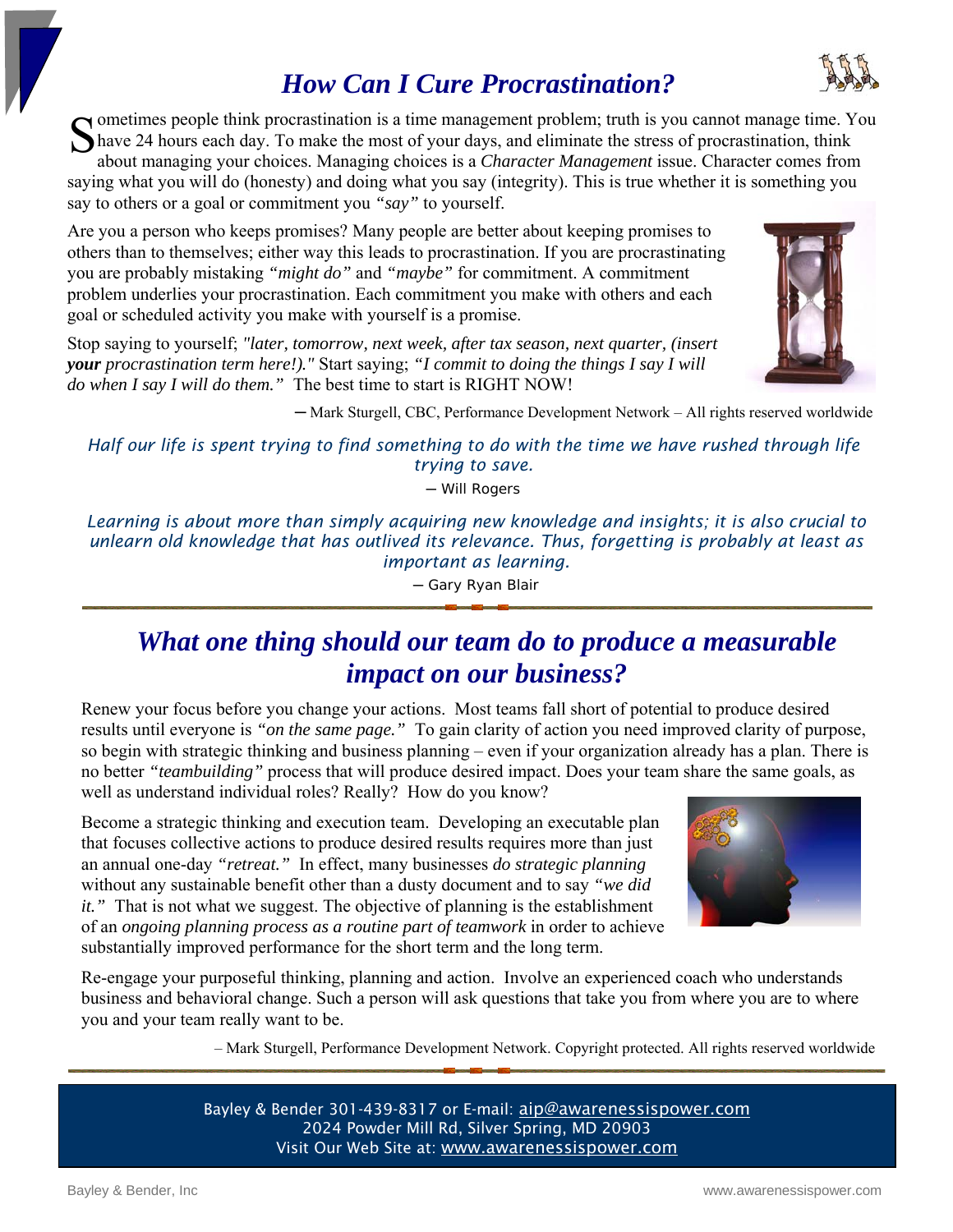## *How Can I Cure Procrastination?*

Sometimes people think procrastination is a time management problem; truth is you cannot manage time. You have 24 hours each day. To make the most of your days, and eliminate the stress of procrastination, think about managing your choices. Managing choices is a *Character Management* issue. Character comes from saying what you will do (honesty) and doing what you say (integrity). This is true whether it is something you say to others or a goal or commitment you *"say"* to yourself.

Are you a person who keeps promises? Many people are better about keeping promises to others than to themselves; either way this leads to procrastination. If you are procrastinating you are probably mistaking *"might do"* and *"maybe"* for commitment. A commitment problem underlies your procrastination. Each commitment you make with others and each goal or scheduled activity you make with yourself is a promise.

Stop saying to yourself; *"later, tomorrow, next week, after tax season, next quarter, (insert **your** procrastination term here!)."* Start saying; *"I commit to doing the things I say I will do when I say I will do them."* The best time to start is RIGHT NOW!

— Mark Sturgell, CBC, Performance Development Network – All rights reserved worldwide

*Half our life is spent trying to find something to do with the time we have rushed through life trying to save.*

— Will Rogers

*Learning is about more than simply acquiring new knowledge and insights; it is also crucial to unlearn old knowledge that has outlived its relevance. Thus, forgetting is probably at least as important as learning.*

— Gary Ryan Blair

---

## *What one thing should our team do to produce a measurable impact on our business?*

Renew your focus before you change your actions. Most teams fall short of potential to produce desired results until everyone is *"on the same page."* To gain clarity of action you need improved clarity of purpose, so begin with strategic thinking and business planning – even if your organization already has a plan. There is no better *"teambuilding"* process that will produce desired impact. Does your team share the same goals, as well as understand individual roles? Really? How do you know?

Become a strategic thinking and execution team. Developing an executable plan that focuses collective actions to produce desired results requires more than just an annual one-day *"retreat."* In effect, many businesses *do strategic planning* without any sustainable benefit other than a dusty document and to say *"we did it."* That is not what we suggest. The objective of planning is the establishment of an *ongoing planning process as a routine part of teamwork* in order to achieve substantially improved performance for the short term and the long term.

Re-engage your purposeful thinking, planning and action. Involve an experienced coach who understands business and behavioral change. Such a person will ask questions that take you from where you are to where you and your team really want to be.

– Mark Sturgell, Performance Development Network. Copyright protected. All rights reserved worldwide

---

Bayley & Bender 301-439-8317 or E-mail: aip@awarenessispower.com
2024 Powder Mill Rd, Silver Spring, MD 20903
Visit Our Web Site at: www.awarenessispower.com